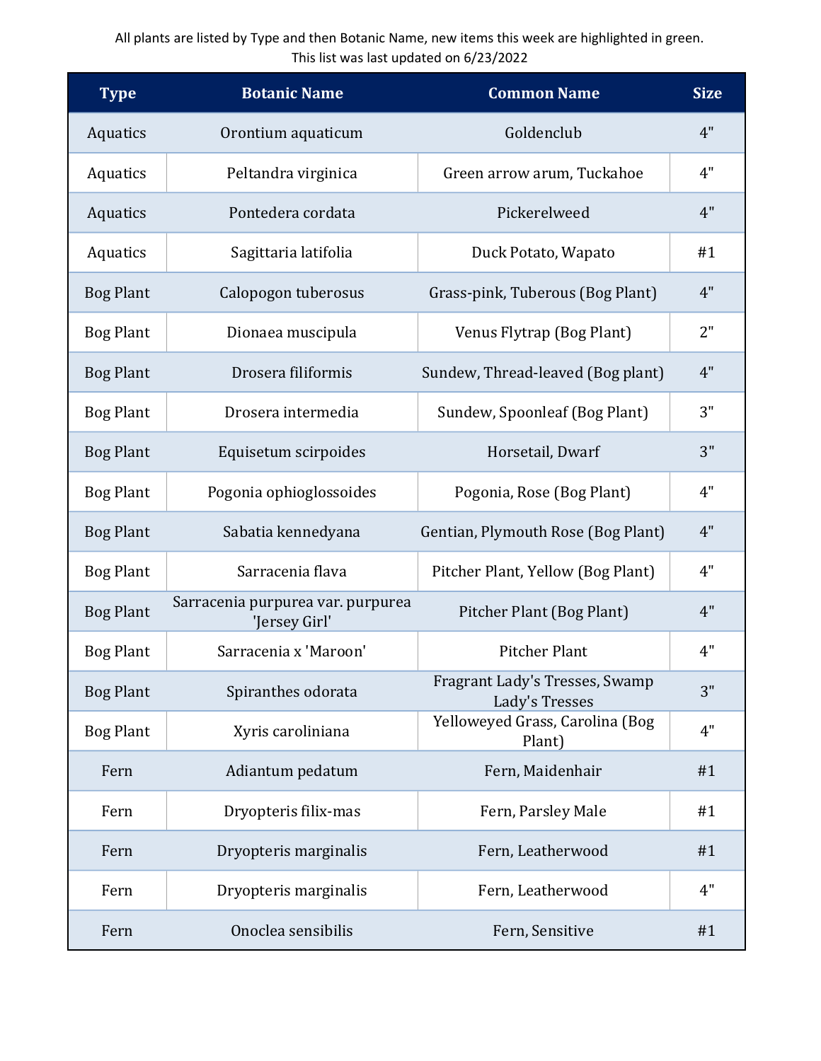All plants are listed by Type and then Botanic Name, new items this week are highlighted in green.
This list was last updated on 6/23/2022

| Type | Botanic Name | Common Name | Size |
|---|---|---|---|
| Aquatics | Orontium aquaticum | Goldenclub | 4" |
| Aquatics | Peltandra virginica | Green arrow arum, Tuckahoe | 4" |
| Aquatics | Pontedera cordata | Pickerelweed | 4" |
| Aquatics | Sagittaria latifolia | Duck Potato, Wapato | #1 |
| Bog Plant | Calopogon tuberosus | Grass-pink, Tuberous (Bog Plant) | 4" |
| Bog Plant | Dionaea muscipula | Venus Flytrap (Bog Plant) | 2" |
| Bog Plant | Drosera filiformis | Sundew, Thread-leaved (Bog plant) | 4" |
| Bog Plant | Drosera intermedia | Sundew, Spoonleaf (Bog Plant) | 3" |
| Bog Plant | Equisetum scirpoides | Horsetail, Dwarf | 3" |
| Bog Plant | Pogonia ophioglossoides | Pogonia, Rose (Bog Plant) | 4" |
| Bog Plant | Sabatia kennedyana | Gentian, Plymouth Rose (Bog Plant) | 4" |
| Bog Plant | Sarracenia flava | Pitcher Plant, Yellow (Bog Plant) | 4" |
| Bog Plant | Sarracenia purpurea var. purpurea 'Jersey Girl' | Pitcher Plant (Bog Plant) | 4" |
| Bog Plant | Sarracenia x 'Maroon' | Pitcher Plant | 4" |
| Bog Plant | Spiranthes odorata | Fragrant Lady's Tresses, Swamp Lady's Tresses | 3" |
| Bog Plant | Xyris caroliniana | Yelloweyed Grass, Carolina (Bog Plant) | 4" |
| Fern | Adiantum pedatum | Fern, Maidenhair | #1 |
| Fern | Dryopteris filix-mas | Fern, Parsley Male | #1 |
| Fern | Dryopteris marginalis | Fern, Leatherwood | #1 |
| Fern | Dryopteris marginalis | Fern, Leatherwood | 4" |
| Fern | Onoclea sensibilis | Fern, Sensitive | #1 |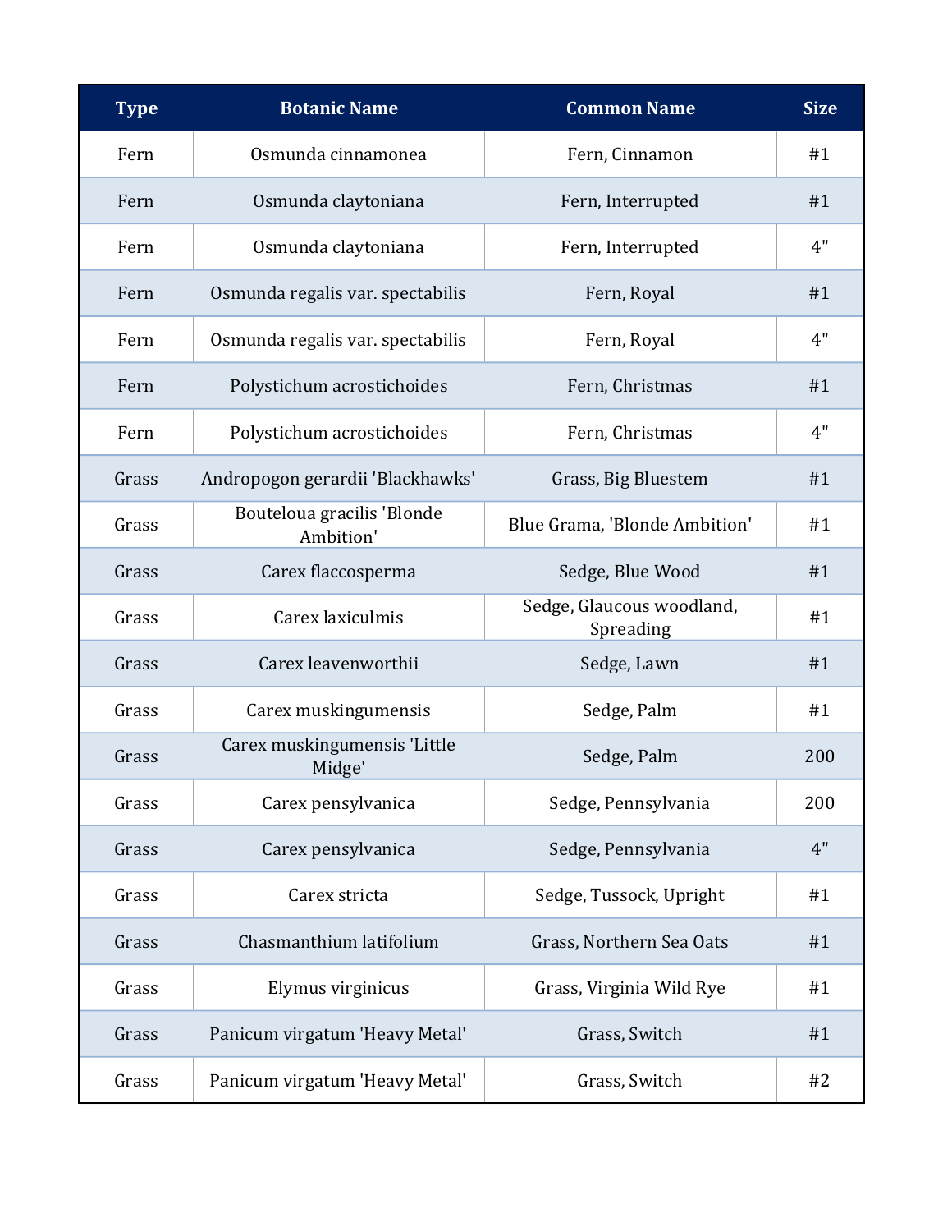| Type | Botanic Name | Common Name | Size |
| --- | --- | --- | --- |
| Fern | Osmunda cinnamonea | Fern, Cinnamon | #1 |
| Fern | Osmunda claytoniana | Fern, Interrupted | #1 |
| Fern | Osmunda claytoniana | Fern, Interrupted | 4" |
| Fern | Osmunda regalis var. spectabilis | Fern, Royal | #1 |
| Fern | Osmunda regalis var. spectabilis | Fern, Royal | 4" |
| Fern | Polystichum acrostichoides | Fern, Christmas | #1 |
| Fern | Polystichum acrostichoides | Fern, Christmas | 4" |
| Grass | Andropogon gerardii 'Blackhawks' | Grass, Big Bluestem | #1 |
| Grass | Bouteloua gracilis 'Blonde Ambition' | Blue Grama, 'Blonde Ambition' | #1 |
| Grass | Carex flaccosperma | Sedge, Blue Wood | #1 |
| Grass | Carex laxiculmis | Sedge, Glaucous woodland, Spreading | #1 |
| Grass | Carex leavenworthii | Sedge, Lawn | #1 |
| Grass | Carex muskingumensis | Sedge, Palm | #1 |
| Grass | Carex muskingumensis 'Little Midge' | Sedge, Palm | 200 |
| Grass | Carex pensylvanica | Sedge, Pennsylvania | 200 |
| Grass | Carex pensylvanica | Sedge, Pennsylvania | 4" |
| Grass | Carex stricta | Sedge, Tussock, Upright | #1 |
| Grass | Chasmanthium latifolium | Grass, Northern Sea Oats | #1 |
| Grass | Elymus virginicus | Grass, Virginia Wild Rye | #1 |
| Grass | Panicum virgatum 'Heavy Metal' | Grass, Switch | #1 |
| Grass | Panicum virgatum 'Heavy Metal' | Grass, Switch | #2 |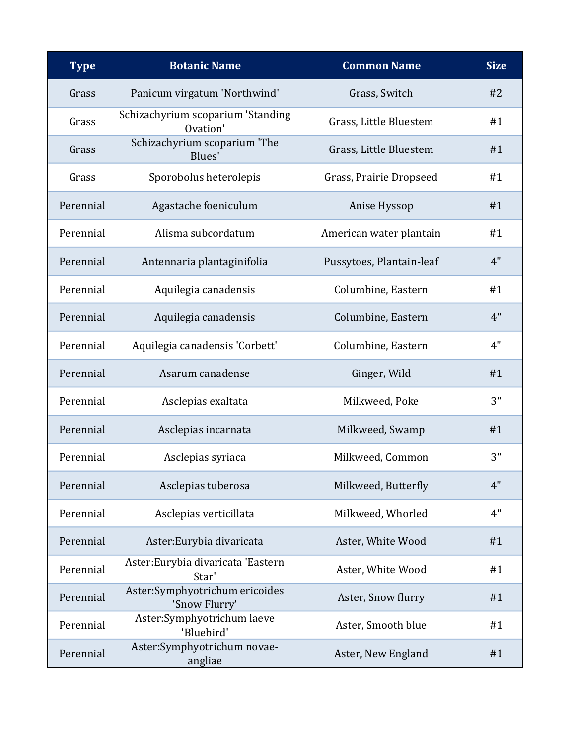| Type | Botanic Name | Common Name | Size |
|---|---|---|---|
| Grass | Panicum virgatum 'Northwind' | Grass, Switch | #2 |
| Grass | Schizachyrium scoparium 'Standing Ovation' | Grass, Little Bluestem | #1 |
| Grass | Schizachyrium scoparium 'The Blues' | Grass, Little Bluestem | #1 |
| Grass | Sporobolus heterolepis | Grass, Prairie Dropseed | #1 |
| Perennial | Agastache foeniculum | Anise Hyssop | #1 |
| Perennial | Alisma subcordatum | American water plantain | #1 |
| Perennial | Antennaria plantaginifolia | Pussytoes, Plantain-leaf | 4" |
| Perennial | Aquilegia canadensis | Columbine, Eastern | #1 |
| Perennial | Aquilegia canadensis | Columbine, Eastern | 4" |
| Perennial | Aquilegia canadensis 'Corbett' | Columbine, Eastern | 4" |
| Perennial | Asarum canadense | Ginger, Wild | #1 |
| Perennial | Asclepias exaltata | Milkweed, Poke | 3" |
| Perennial | Asclepias incarnata | Milkweed, Swamp | #1 |
| Perennial | Asclepias syriaca | Milkweed, Common | 3" |
| Perennial | Asclepias tuberosa | Milkweed, Butterfly | 4" |
| Perennial | Asclepias verticillata | Milkweed, Whorled | 4" |
| Perennial | Aster:Eurybia divaricata | Aster, White Wood | #1 |
| Perennial | Aster:Eurybia divaricata 'Eastern Star' | Aster, White Wood | #1 |
| Perennial | Aster:Symphyotrichum ericoides 'Snow Flurry' | Aster, Snow flurry | #1 |
| Perennial | Aster:Symphyotrichum laeve 'Bluebird' | Aster, Smooth blue | #1 |
| Perennial | Aster:Symphyotrichum novae-angliae | Aster, New England | #1 |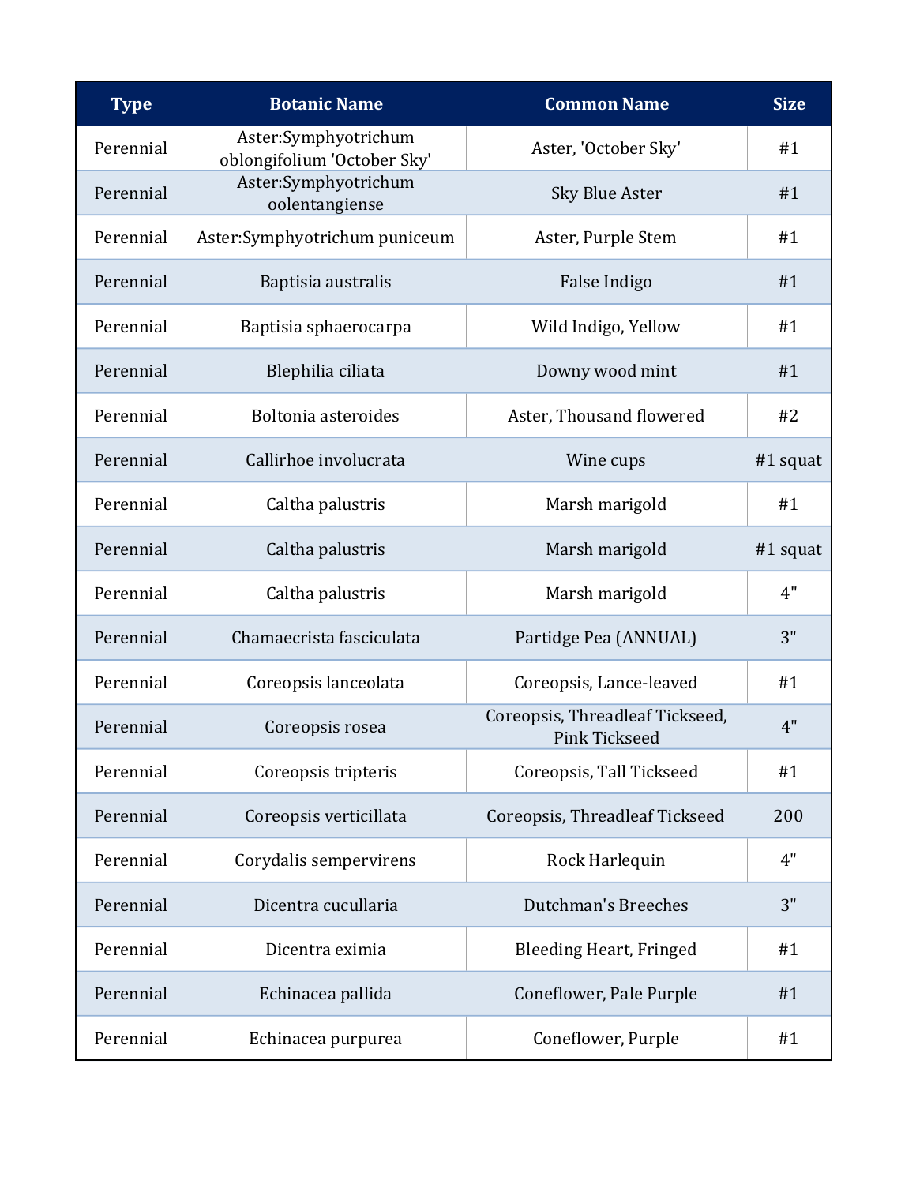| Type | Botanic Name | Common Name | Size |
|---|---|---|---|
| Perennial | Aster:Symphyotrichum oblongifolium 'October Sky' | Aster, 'October Sky' | #1 |
| Perennial | Aster:Symphyotrichum oolentangiense | Sky Blue Aster | #1 |
| Perennial | Aster:Symphyotrichum puniceum | Aster, Purple Stem | #1 |
| Perennial | Baptisia australis | False Indigo | #1 |
| Perennial | Baptisia sphaerocarpa | Wild Indigo, Yellow | #1 |
| Perennial | Blephilia ciliata | Downy wood mint | #1 |
| Perennial | Boltonia asteroides | Aster, Thousand flowered | #2 |
| Perennial | Callirhoe involucrata | Wine cups | #1 squat |
| Perennial | Caltha palustris | Marsh marigold | #1 |
| Perennial | Caltha palustris | Marsh marigold | #1 squat |
| Perennial | Caltha palustris | Marsh marigold | 4" |
| Perennial | Chamaecrista fasciculata | Partidge Pea (ANNUAL) | 3" |
| Perennial | Coreopsis lanceolata | Coreopsis, Lance-leaved | #1 |
| Perennial | Coreopsis rosea | Coreopsis, Threadleaf Tickseed, Pink Tickseed | 4" |
| Perennial | Coreopsis tripteris | Coreopsis, Tall Tickseed | #1 |
| Perennial | Coreopsis verticillata | Coreopsis, Threadleaf Tickseed | 200 |
| Perennial | Corydalis sempervirens | Rock Harlequin | 4" |
| Perennial | Dicentra cucullaria | Dutchman's Breeches | 3" |
| Perennial | Dicentra eximia | Bleeding Heart, Fringed | #1 |
| Perennial | Echinacea pallida | Coneflower, Pale Purple | #1 |
| Perennial | Echinacea purpurea | Coneflower, Purple | #1 |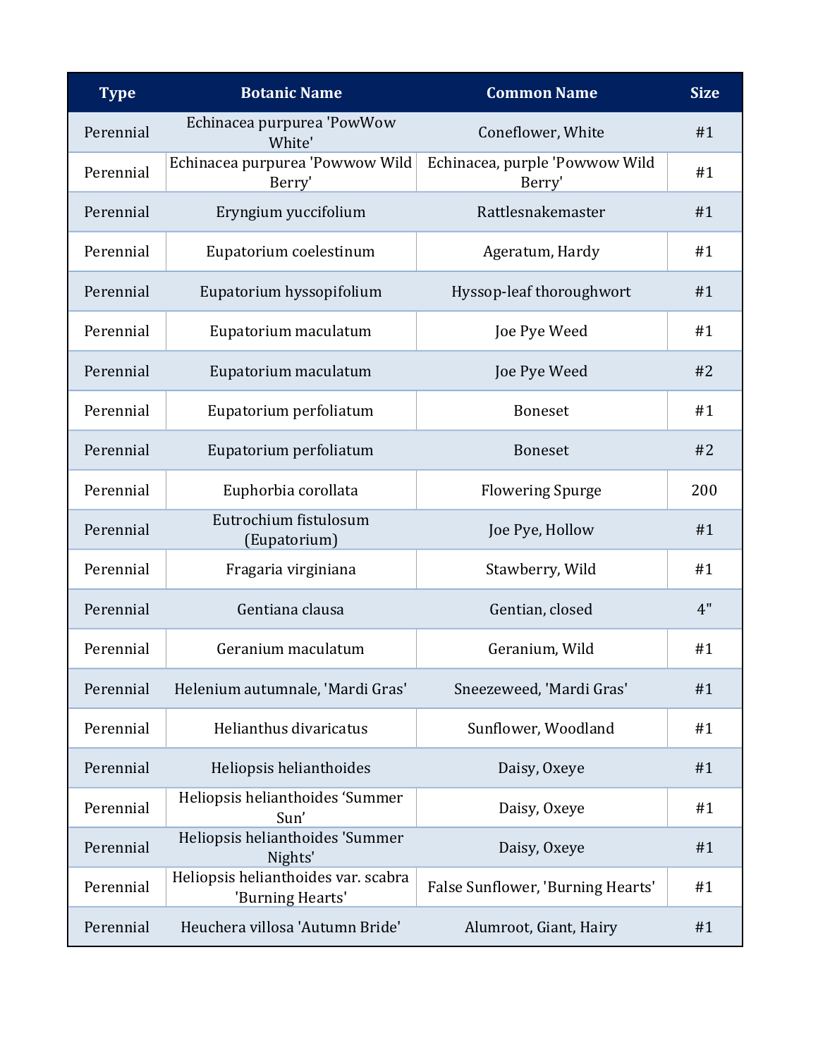| Type | Botanic Name | Common Name | Size |
|---|---|---|---|
| Perennial | Echinacea purpurea 'PowWow White' | Coneflower, White | #1 |
| Perennial | Echinacea purpurea 'Powwow Wild Berry' | Echinacea, purple 'Powwow Wild Berry' | #1 |
| Perennial | Eryngium yuccifolium | Rattlesnakemaster | #1 |
| Perennial | Eupatorium coelestinum | Ageratum, Hardy | #1 |
| Perennial | Eupatorium hyssopifolium | Hyssop-leaf thoroughwort | #1 |
| Perennial | Eupatorium maculatum | Joe Pye Weed | #1 |
| Perennial | Eupatorium maculatum | Joe Pye Weed | #2 |
| Perennial | Eupatorium perfoliatum | Boneset | #1 |
| Perennial | Eupatorium perfoliatum | Boneset | #2 |
| Perennial | Euphorbia corollata | Flowering Spurge | 200 |
| Perennial | Eutrochium fistulosum (Eupatorium) | Joe Pye, Hollow | #1 |
| Perennial | Fragaria virginiana | Stawberry, Wild | #1 |
| Perennial | Gentiana clausa | Gentian, closed | 4" |
| Perennial | Geranium maculatum | Geranium, Wild | #1 |
| Perennial | Helenium autumnale, 'Mardi Gras' | Sneezeweed, 'Mardi Gras' | #1 |
| Perennial | Helianthus divaricatus | Sunflower, Woodland | #1 |
| Perennial | Heliopsis helianthoides | Daisy, Oxeye | #1 |
| Perennial | Heliopsis helianthoides ‘Summer Sun’ | Daisy, Oxeye | #1 |
| Perennial | Heliopsis helianthoides 'Summer Nights' | Daisy, Oxeye | #1 |
| Perennial | Heliopsis helianthoides var. scabra 'Burning Hearts' | False Sunflower, 'Burning Hearts' | #1 |
| Perennial | Heuchera villosa 'Autumn Bride' | Alumroot, Giant, Hairy | #1 |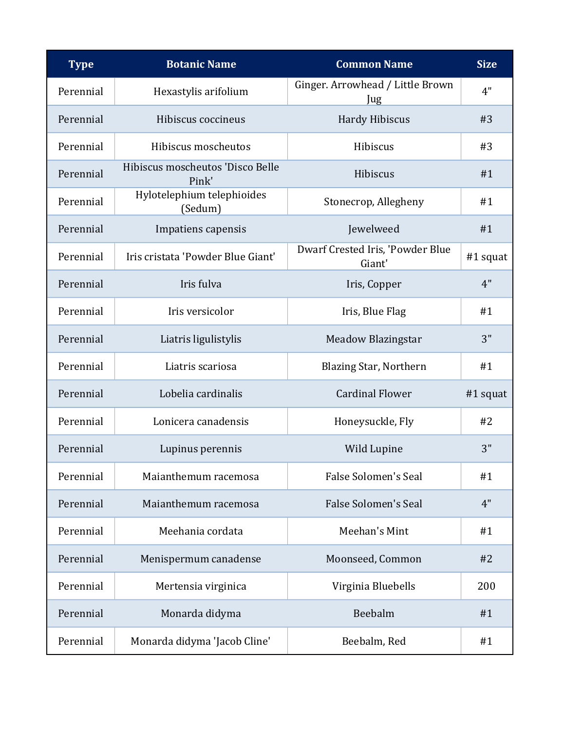| Type | Botanic Name | Common Name | Size |
|---|---|---|---|
| Perennial | Hexastylis arifolium | Ginger. Arrowhead / Little Brown Jug | 4" |
| Perennial | Hibiscus coccineus | Hardy Hibiscus | #3 |
| Perennial | Hibiscus moscheutos | Hibiscus | #3 |
| Perennial | Hibiscus moscheutos 'Disco Belle Pink' | Hibiscus | #1 |
| Perennial | Hylotelephium telephioides (Sedum) | Stonecrop, Allegheny | #1 |
| Perennial | Impatiens capensis | Jewelweed | #1 |
| Perennial | Iris cristata 'Powder Blue Giant' | Dwarf Crested Iris, 'Powder Blue Giant' | #1 squat |
| Perennial | Iris fulva | Iris, Copper | 4" |
| Perennial | Iris versicolor | Iris, Blue Flag | #1 |
| Perennial | Liatris ligulistylis | Meadow Blazingstar | 3" |
| Perennial | Liatris scariosa | Blazing Star, Northern | #1 |
| Perennial | Lobelia cardinalis | Cardinal Flower | #1 squat |
| Perennial | Lonicera canadensis | Honeysuckle, Fly | #2 |
| Perennial | Lupinus perennis | Wild Lupine | 3" |
| Perennial | Maianthemum racemosa | False Solomen's Seal | #1 |
| Perennial | Maianthemum racemosa | False Solomen's Seal | 4" |
| Perennial | Meehania cordata | Meehan's Mint | #1 |
| Perennial | Menispermum canadense | Moonseed, Common | #2 |
| Perennial | Mertensia virginica | Virginia Bluebells | 200 |
| Perennial | Monarda didyma | Beebalm | #1 |
| Perennial | Monarda didyma 'Jacob Cline' | Beebalm, Red | #1 |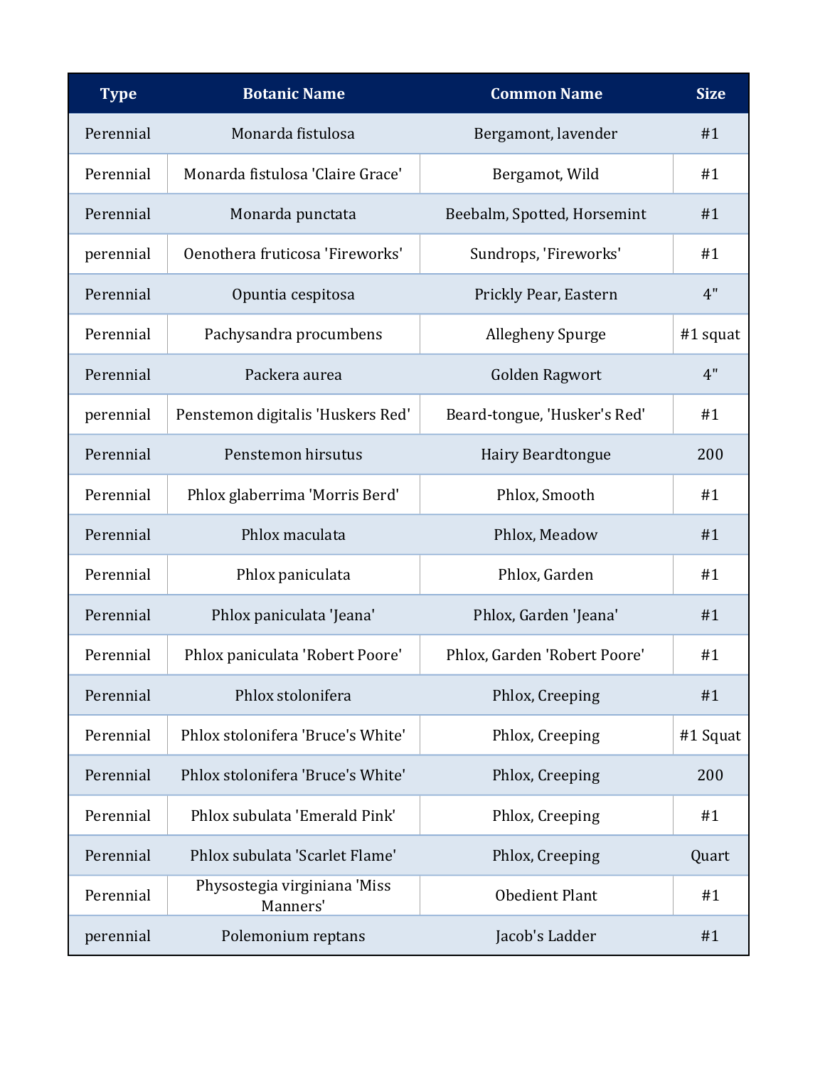| Type | Botanic Name | Common Name | Size |
|---|---|---|---|
| Perennial | Monarda fistulosa | Bergamont, lavender | #1 |
| Perennial | Monarda fistulosa 'Claire Grace' | Bergamot, Wild | #1 |
| Perennial | Monarda punctata | Beebalm, Spotted, Horsemint | #1 |
| perennial | Oenothera fruticosa 'Fireworks' | Sundrops, 'Fireworks' | #1 |
| Perennial | Opuntia cespitosa | Prickly Pear, Eastern | 4" |
| Perennial | Pachysandra procumbens | Allegheny Spurge | #1 squat |
| Perennial | Packera aurea | Golden Ragwort | 4" |
| perennial | Penstemon digitalis 'Huskers Red' | Beard-tongue, 'Husker's Red' | #1 |
| Perennial | Penstemon hirsutus | Hairy Beardtongue | 200 |
| Perennial | Phlox glaberrima 'Morris Berd' | Phlox, Smooth | #1 |
| Perennial | Phlox maculata | Phlox, Meadow | #1 |
| Perennial | Phlox paniculata | Phlox, Garden | #1 |
| Perennial | Phlox paniculata 'Jeana' | Phlox, Garden 'Jeana' | #1 |
| Perennial | Phlox paniculata 'Robert Poore' | Phlox, Garden 'Robert Poore' | #1 |
| Perennial | Phlox stolonifera | Phlox, Creeping | #1 |
| Perennial | Phlox stolonifera 'Bruce's White' | Phlox, Creeping | #1 Squat |
| Perennial | Phlox stolonifera 'Bruce's White' | Phlox, Creeping | 200 |
| Perennial | Phlox subulata 'Emerald Pink' | Phlox, Creeping | #1 |
| Perennial | Phlox subulata 'Scarlet Flame' | Phlox, Creeping | Quart |
| Perennial | Physostegia virginiana 'Miss Manners' | Obedient Plant | #1 |
| perennial | Polemonium reptans | Jacob's Ladder | #1 |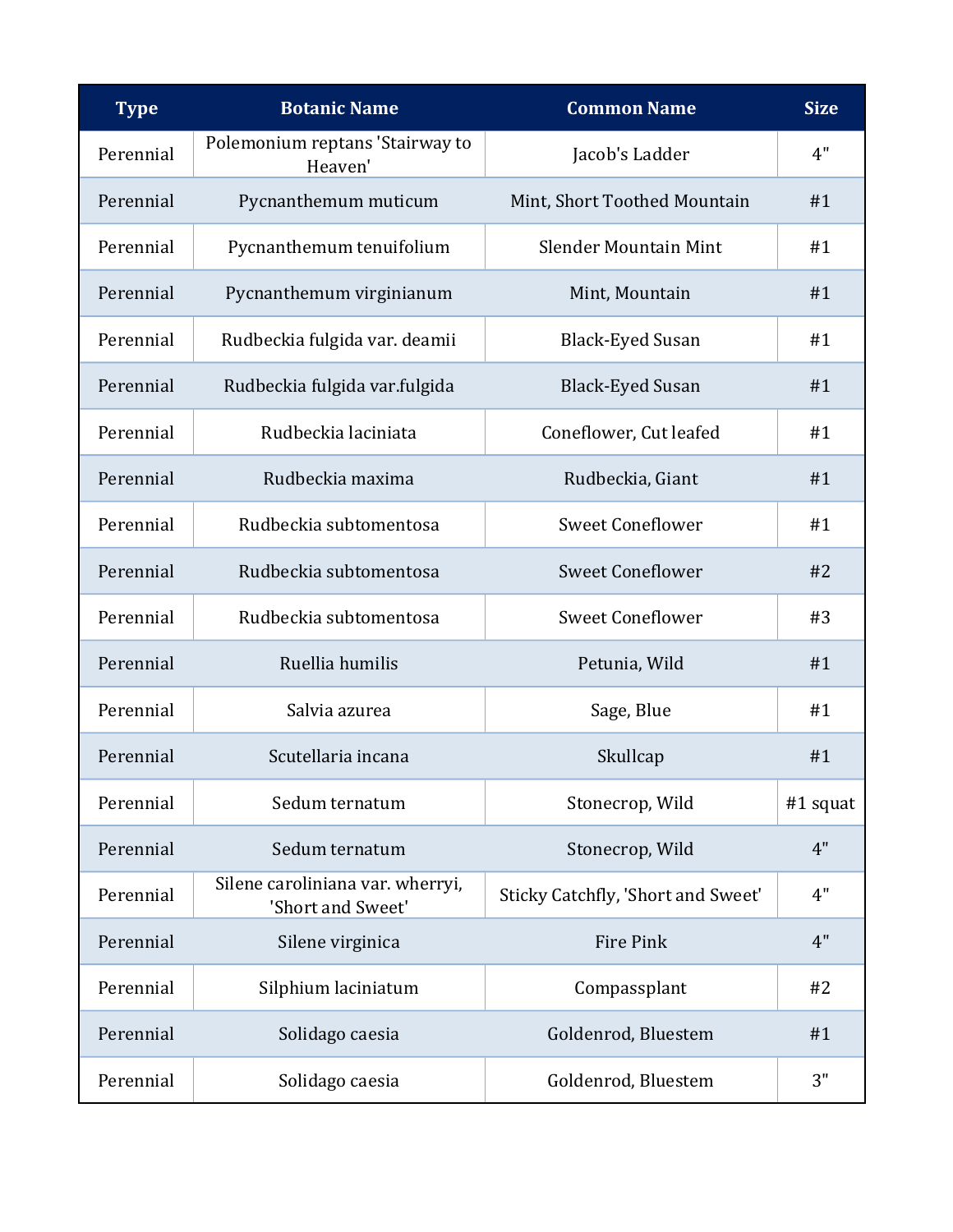| Type | Botanic Name | Common Name | Size |
| --- | --- | --- | --- |
| Perennial | Polemonium reptans 'Stairway to Heaven' | Jacob's Ladder | 4" |
| Perennial | Pycnanthemum muticum | Mint, Short Toothed Mountain | #1 |
| Perennial | Pycnanthemum tenuifolium | Slender Mountain Mint | #1 |
| Perennial | Pycnanthemum virginianum | Mint, Mountain | #1 |
| Perennial | Rudbeckia fulgida var. deamii | Black-Eyed Susan | #1 |
| Perennial | Rudbeckia fulgida var.fulgida | Black-Eyed Susan | #1 |
| Perennial | Rudbeckia laciniata | Coneflower, Cut leafed | #1 |
| Perennial | Rudbeckia maxima | Rudbeckia, Giant | #1 |
| Perennial | Rudbeckia subtomentosa | Sweet Coneflower | #1 |
| Perennial | Rudbeckia subtomentosa | Sweet Coneflower | #2 |
| Perennial | Rudbeckia subtomentosa | Sweet Coneflower | #3 |
| Perennial | Ruellia humilis | Petunia, Wild | #1 |
| Perennial | Salvia azurea | Sage, Blue | #1 |
| Perennial | Scutellaria incana | Skullcap | #1 |
| Perennial | Sedum ternatum | Stonecrop, Wild | #1 squat |
| Perennial | Sedum ternatum | Stonecrop, Wild | 4" |
| Perennial | Silene caroliniana var. wherryi, 'Short and Sweet' | Sticky Catchfly, 'Short and Sweet' | 4" |
| Perennial | Silene virginica | Fire Pink | 4" |
| Perennial | Silphium laciniatum | Compassplant | #2 |
| Perennial | Solidago caesia | Goldenrod, Bluestem | #1 |
| Perennial | Solidago caesia | Goldenrod, Bluestem | 3" |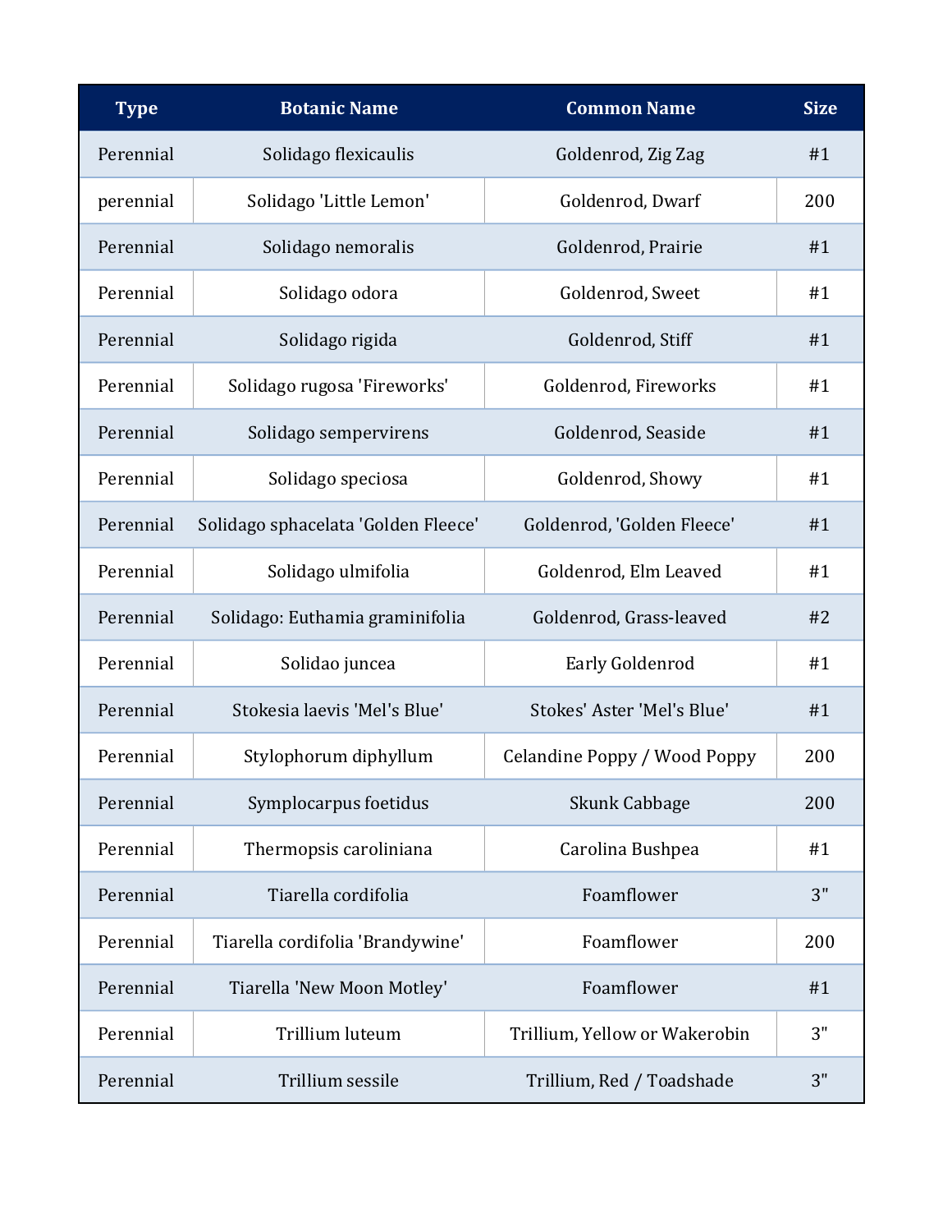| Type | Botanic Name | Common Name | Size |
| --- | --- | --- | --- |
| Perennial | Solidago flexicaulis | Goldenrod, Zig Zag | #1 |
| perennial | Solidago 'Little Lemon' | Goldenrod, Dwarf | 200 |
| Perennial | Solidago nemoralis | Goldenrod, Prairie | #1 |
| Perennial | Solidago odora | Goldenrod, Sweet | #1 |
| Perennial | Solidago rigida | Goldenrod, Stiff | #1 |
| Perennial | Solidago rugosa 'Fireworks' | Goldenrod, Fireworks | #1 |
| Perennial | Solidago sempervirens | Goldenrod, Seaside | #1 |
| Perennial | Solidago speciosa | Goldenrod, Showy | #1 |
| Perennial | Solidago sphacelata 'Golden Fleece' | Goldenrod, 'Golden Fleece' | #1 |
| Perennial | Solidago ulmifolia | Goldenrod, Elm Leaved | #1 |
| Perennial | Solidago: Euthamia graminifolia | Goldenrod, Grass-leaved | #2 |
| Perennial | Solidao juncea | Early Goldenrod | #1 |
| Perennial | Stokesia laevis 'Mel's Blue' | Stokes' Aster 'Mel's Blue' | #1 |
| Perennial | Stylophorum diphyllum | Celandine Poppy / Wood Poppy | 200 |
| Perennial | Symplocarpus foetidus | Skunk Cabbage | 200 |
| Perennial | Thermopsis caroliniana | Carolina Bushpea | #1 |
| Perennial | Tiarella cordifolia | Foamflower | 3" |
| Perennial | Tiarella cordifolia 'Brandywine' | Foamflower | 200 |
| Perennial | Tiarella 'New Moon Motley' | Foamflower | #1 |
| Perennial | Trillium luteum | Trillium, Yellow or Wakerobin | 3" |
| Perennial | Trillium sessile | Trillium, Red / Toadshade | 3" |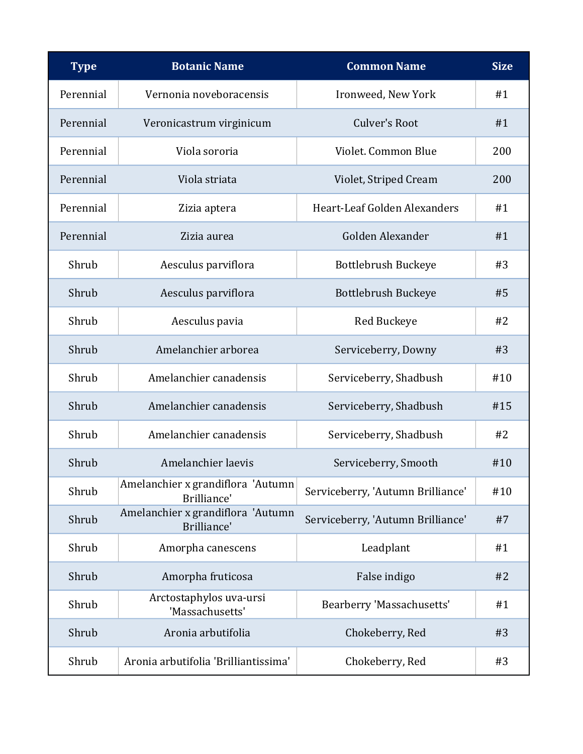| Type | Botanic Name | Common Name | Size |
| --- | --- | --- | --- |
| Perennial | Vernonia noveboracensis | Ironweed, New York | #1 |
| Perennial | Veronicastrum virginicum | Culver's Root | #1 |
| Perennial | Viola sororia | Violet. Common Blue | 200 |
| Perennial | Viola striata | Violet, Striped Cream | 200 |
| Perennial | Zizia aptera | Heart-Leaf Golden Alexanders | #1 |
| Perennial | Zizia aurea | Golden Alexander | #1 |
| Shrub | Aesculus parviflora | Bottlebrush Buckeye | #3 |
| Shrub | Aesculus parviflora | Bottlebrush Buckeye | #5 |
| Shrub | Aesculus pavia | Red Buckeye | #2 |
| Shrub | Amelanchier arborea | Serviceberry, Downy | #3 |
| Shrub | Amelanchier canadensis | Serviceberry, Shadbush | #10 |
| Shrub | Amelanchier canadensis | Serviceberry, Shadbush | #15 |
| Shrub | Amelanchier canadensis | Serviceberry, Shadbush | #2 |
| Shrub | Amelanchier laevis | Serviceberry, Smooth | #10 |
| Shrub | Amelanchier x grandiflora 'Autumn Brilliance' | Serviceberry, 'Autumn Brilliance' | #10 |
| Shrub | Amelanchier x grandiflora 'Autumn Brilliance' | Serviceberry, 'Autumn Brilliance' | #7 |
| Shrub | Amorpha canescens | Leadplant | #1 |
| Shrub | Amorpha fruticosa | False indigo | #2 |
| Shrub | Arctostaphylos uva-ursi 'Massachusetts' | Bearberry 'Massachusetts' | #1 |
| Shrub | Aronia arbutifolia | Chokeberry, Red | #3 |
| Shrub | Aronia arbutifolia 'Brilliantissima' | Chokeberry, Red | #3 |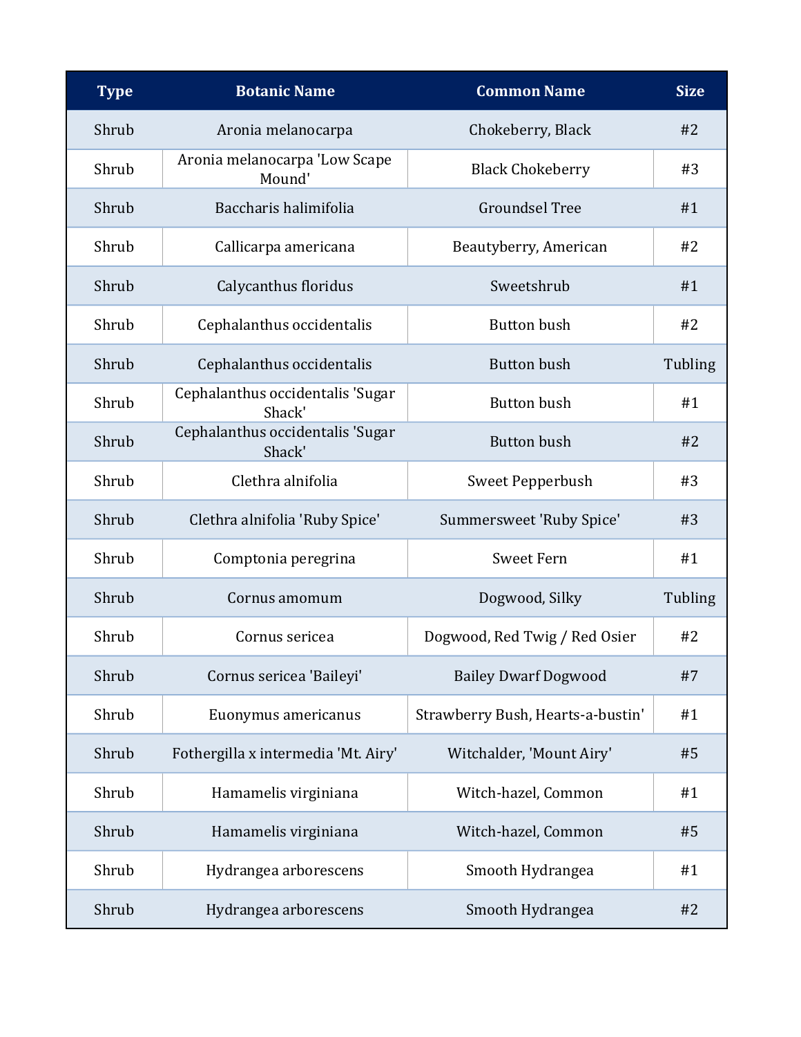| Type | Botanic Name | Common Name | Size |
|---|---|---|---|
| Shrub | Aronia melanocarpa | Chokeberry, Black | #2 |
| Shrub | Aronia melanocarpa 'Low Scape Mound' | Black Chokeberry | #3 |
| Shrub | Baccharis halimifolia | Groundsel Tree | #1 |
| Shrub | Callicarpa americana | Beautyberry, American | #2 |
| Shrub | Calycanthus floridus | Sweetshrub | #1 |
| Shrub | Cephalanthus occidentalis | Button bush | #2 |
| Shrub | Cephalanthus occidentalis | Button bush | Tubling |
| Shrub | Cephalanthus occidentalis 'Sugar Shack' | Button bush | #1 |
| Shrub | Cephalanthus occidentalis 'Sugar Shack' | Button bush | #2 |
| Shrub | Clethra alnifolia | Sweet Pepperbush | #3 |
| Shrub | Clethra alnifolia 'Ruby Spice' | Summersweet 'Ruby Spice' | #3 |
| Shrub | Comptonia peregrina | Sweet Fern | #1 |
| Shrub | Cornus amomum | Dogwood, Silky | Tubling |
| Shrub | Cornus sericea | Dogwood, Red Twig / Red Osier | #2 |
| Shrub | Cornus sericea 'Baileyi' | Bailey Dwarf Dogwood | #7 |
| Shrub | Euonymus americanus | Strawberry Bush, Hearts-a-bustin' | #1 |
| Shrub | Fothergilla x intermedia 'Mt. Airy' | Witchalder, 'Mount Airy' | #5 |
| Shrub | Hamamelis virginiana | Witch-hazel, Common | #1 |
| Shrub | Hamamelis virginiana | Witch-hazel, Common | #5 |
| Shrub | Hydrangea arborescens | Smooth Hydrangea | #1 |
| Shrub | Hydrangea arborescens | Smooth Hydrangea | #2 |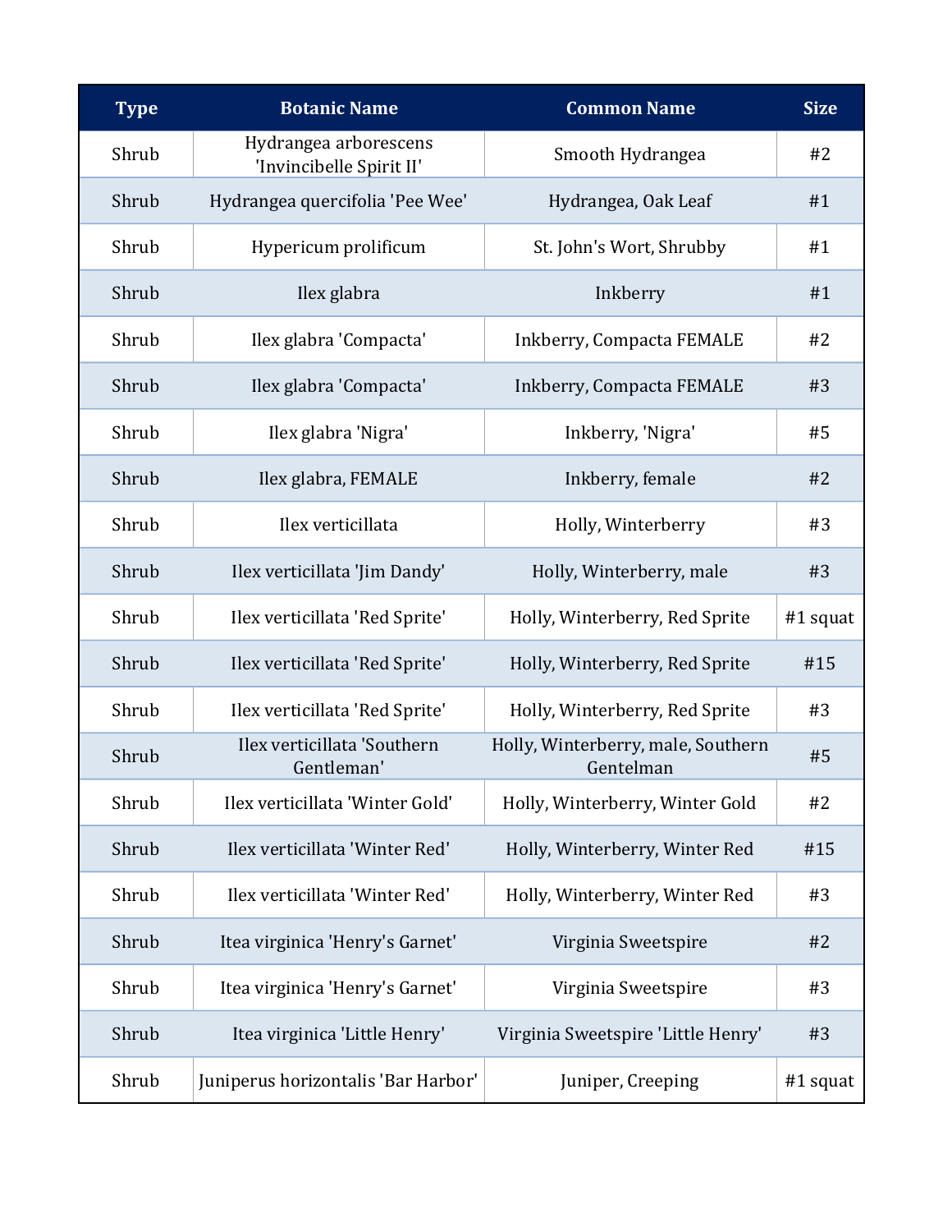| Type | Botanic Name | Common Name | Size |
|---|---|---|---|
| Shrub | Hydrangea arborescens 'Invincibelle Spirit II' | Smooth Hydrangea | #2 |
| Shrub | Hydrangea quercifolia 'Pee Wee' | Hydrangea, Oak Leaf | #1 |
| Shrub | Hypericum prolificum | St. John's Wort, Shrubby | #1 |
| Shrub | Ilex glabra | Inkberry | #1 |
| Shrub | Ilex glabra 'Compacta' | Inkberry, Compacta FEMALE | #2 |
| Shrub | Ilex glabra 'Compacta' | Inkberry, Compacta FEMALE | #3 |
| Shrub | Ilex glabra 'Nigra' | Inkberry, 'Nigra' | #5 |
| Shrub | Ilex glabra, FEMALE | Inkberry, female | #2 |
| Shrub | Ilex verticillata | Holly, Winterberry | #3 |
| Shrub | Ilex verticillata 'Jim Dandy' | Holly, Winterberry, male | #3 |
| Shrub | Ilex verticillata 'Red Sprite' | Holly, Winterberry, Red Sprite | #1 squat |
| Shrub | Ilex verticillata 'Red Sprite' | Holly, Winterberry, Red Sprite | #15 |
| Shrub | Ilex verticillata 'Red Sprite' | Holly, Winterberry, Red Sprite | #3 |
| Shrub | Ilex verticillata 'Southern Gentleman' | Holly, Winterberry, male, Southern Gentelman | #5 |
| Shrub | Ilex verticillata 'Winter Gold' | Holly, Winterberry, Winter Gold | #2 |
| Shrub | Ilex verticillata 'Winter Red' | Holly, Winterberry, Winter Red | #15 |
| Shrub | Ilex verticillata 'Winter Red' | Holly, Winterberry, Winter Red | #3 |
| Shrub | Itea virginica 'Henry's Garnet' | Virginia Sweetspire | #2 |
| Shrub | Itea virginica 'Henry's Garnet' | Virginia Sweetspire | #3 |
| Shrub | Itea virginica 'Little Henry' | Virginia Sweetspire 'Little Henry' | #3 |
| Shrub | Juniperus horizontalis 'Bar Harbor' | Juniper, Creeping | #1 squat |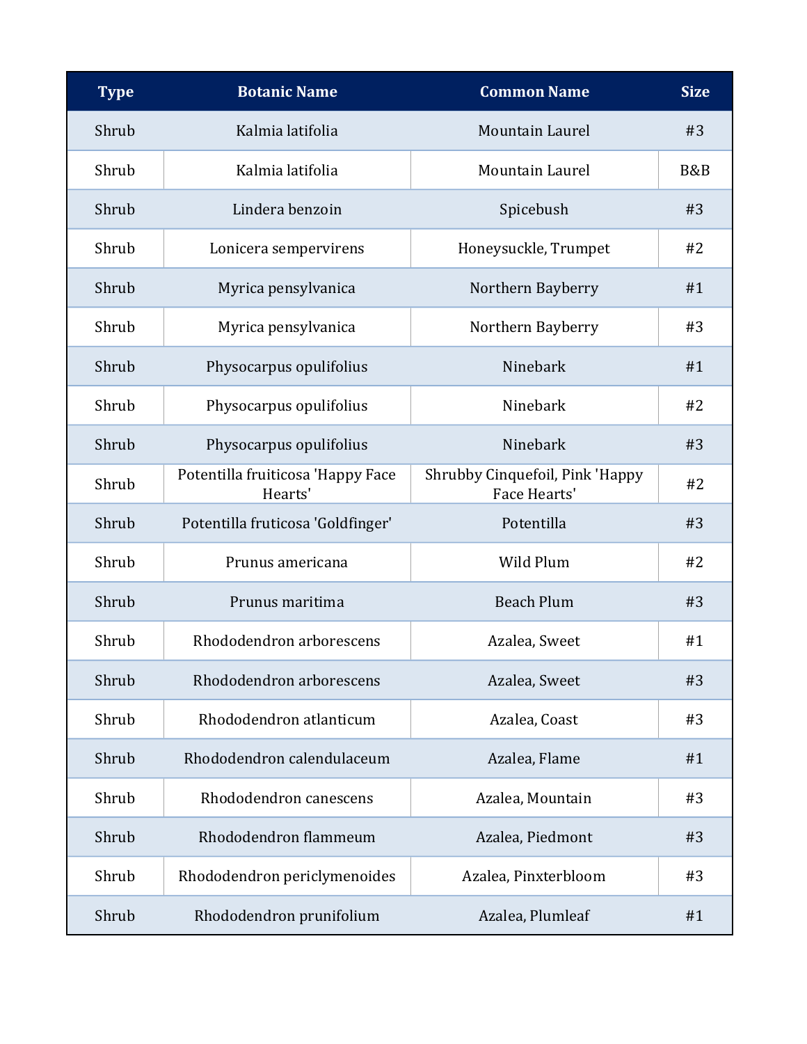| Type | Botanic Name | Common Name | Size |
| --- | --- | --- | --- |
| Shrub | Kalmia latifolia | Mountain Laurel | #3 |
| Shrub | Kalmia latifolia | Mountain Laurel | B&B |
| Shrub | Lindera benzoin | Spicebush | #3 |
| Shrub | Lonicera sempervirens | Honeysuckle, Trumpet | #2 |
| Shrub | Myrica pensylvanica | Northern Bayberry | #1 |
| Shrub | Myrica pensylvanica | Northern Bayberry | #3 |
| Shrub | Physocarpus opulifolius | Ninebark | #1 |
| Shrub | Physocarpus opulifolius | Ninebark | #2 |
| Shrub | Physocarpus opulifolius | Ninebark | #3 |
| Shrub | Potentilla fruiticosa 'Happy Face Hearts' | Shrubby Cinquefoil, Pink 'Happy Face Hearts' | #2 |
| Shrub | Potentilla fruticosa 'Goldfinger' | Potentilla | #3 |
| Shrub | Prunus americana | Wild Plum | #2 |
| Shrub | Prunus maritima | Beach Plum | #3 |
| Shrub | Rhododendron arborescens | Azalea, Sweet | #1 |
| Shrub | Rhododendron arborescens | Azalea, Sweet | #3 |
| Shrub | Rhododendron atlanticum | Azalea, Coast | #3 |
| Shrub | Rhododendron calendulaceum | Azalea, Flame | #1 |
| Shrub | Rhododendron canescens | Azalea, Mountain | #3 |
| Shrub | Rhododendron flammeum | Azalea, Piedmont | #3 |
| Shrub | Rhododendron periclymenoides | Azalea, Pinxterbloom | #3 |
| Shrub | Rhododendron prunifolium | Azalea, Plumleaf | #1 |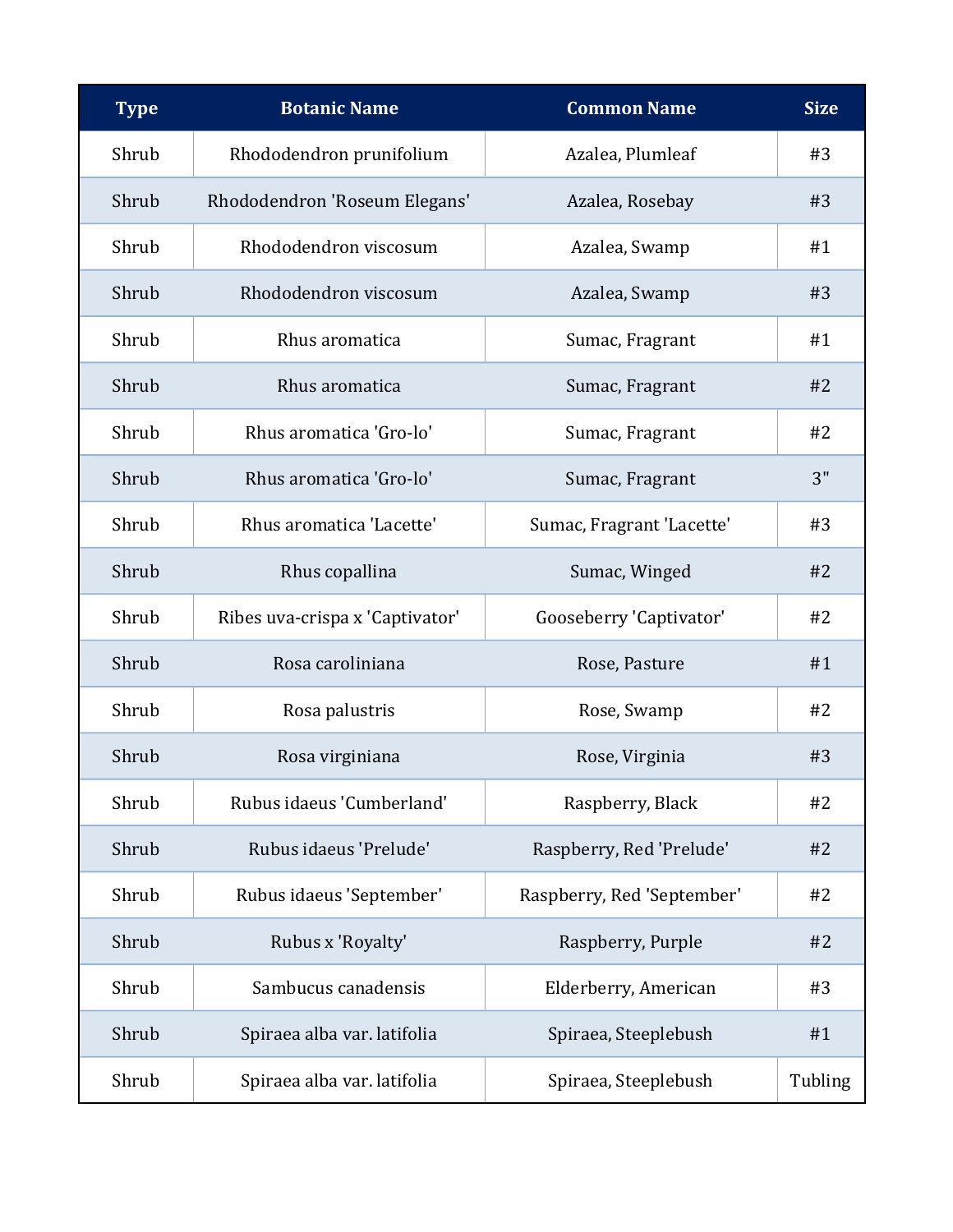| Type | Botanic Name | Common Name | Size |
|---|---|---|---|
| Shrub | Rhododendron prunifolium | Azalea, Plumleaf | #3 |
| Shrub | Rhododendron 'Roseum Elegans' | Azalea, Rosebay | #3 |
| Shrub | Rhododendron viscosum | Azalea, Swamp | #1 |
| Shrub | Rhododendron viscosum | Azalea, Swamp | #3 |
| Shrub | Rhus aromatica | Sumac, Fragrant | #1 |
| Shrub | Rhus aromatica | Sumac, Fragrant | #2 |
| Shrub | Rhus aromatica 'Gro-lo' | Sumac, Fragrant | #2 |
| Shrub | Rhus aromatica 'Gro-lo' | Sumac, Fragrant | 3" |
| Shrub | Rhus aromatica 'Lacette' | Sumac, Fragrant 'Lacette' | #3 |
| Shrub | Rhus copallina | Sumac, Winged | #2 |
| Shrub | Ribes uva-crispa x 'Captivator' | Gooseberry 'Captivator' | #2 |
| Shrub | Rosa caroliniana | Rose, Pasture | #1 |
| Shrub | Rosa palustris | Rose, Swamp | #2 |
| Shrub | Rosa virginiana | Rose, Virginia | #3 |
| Shrub | Rubus idaeus 'Cumberland' | Raspberry, Black | #2 |
| Shrub | Rubus idaeus 'Prelude' | Raspberry, Red 'Prelude' | #2 |
| Shrub | Rubus idaeus 'September' | Raspberry, Red 'September' | #2 |
| Shrub | Rubus x 'Royalty' | Raspberry, Purple | #2 |
| Shrub | Sambucus canadensis | Elderberry, American | #3 |
| Shrub | Spiraea alba var. latifolia | Spiraea, Steeplebush | #1 |
| Shrub | Spiraea alba var. latifolia | Spiraea, Steeplebush | Tubling |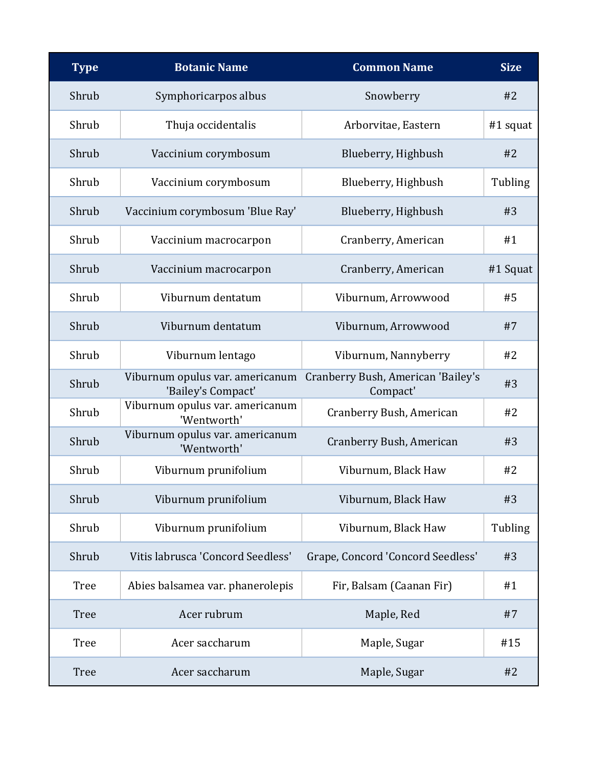| Type | Botanic Name | Common Name | Size |
|---|---|---|---|
| Shrub | Symphoricarpos albus | Snowberry | #2 |
| Shrub | Thuja occidentalis | Arborvitae, Eastern | #1 squat |
| Shrub | Vaccinium corymbosum | Blueberry, Highbush | #2 |
| Shrub | Vaccinium corymbosum | Blueberry, Highbush | Tubling |
| Shrub | Vaccinium corymbosum 'Blue Ray' | Blueberry, Highbush | #3 |
| Shrub | Vaccinium macrocarpon | Cranberry, American | #1 |
| Shrub | Vaccinium macrocarpon | Cranberry, American | #1 Squat |
| Shrub | Viburnum dentatum | Viburnum, Arrowwood | #5 |
| Shrub | Viburnum dentatum | Viburnum, Arrowwood | #7 |
| Shrub | Viburnum lentago | Viburnum, Nannyberry | #2 |
| Shrub | Viburnum opulus var. americanum 'Bailey's Compact' | Cranberry Bush, American 'Bailey's Compact' | #3 |
| Shrub | Viburnum opulus var. americanum 'Wentworth' | Cranberry Bush, American | #2 |
| Shrub | Viburnum opulus var. americanum 'Wentworth' | Cranberry Bush, American | #3 |
| Shrub | Viburnum prunifolium | Viburnum, Black Haw | #2 |
| Shrub | Viburnum prunifolium | Viburnum, Black Haw | #3 |
| Shrub | Viburnum prunifolium | Viburnum, Black Haw | Tubling |
| Shrub | Vitis labrusca 'Concord Seedless' | Grape, Concord 'Concord Seedless' | #3 |
| Tree | Abies balsamea var. phanerolepis | Fir, Balsam (Caanan Fir) | #1 |
| Tree | Acer rubrum | Maple, Red | #7 |
| Tree | Acer saccharum | Maple, Sugar | #15 |
| Tree | Acer saccharum | Maple, Sugar | #2 |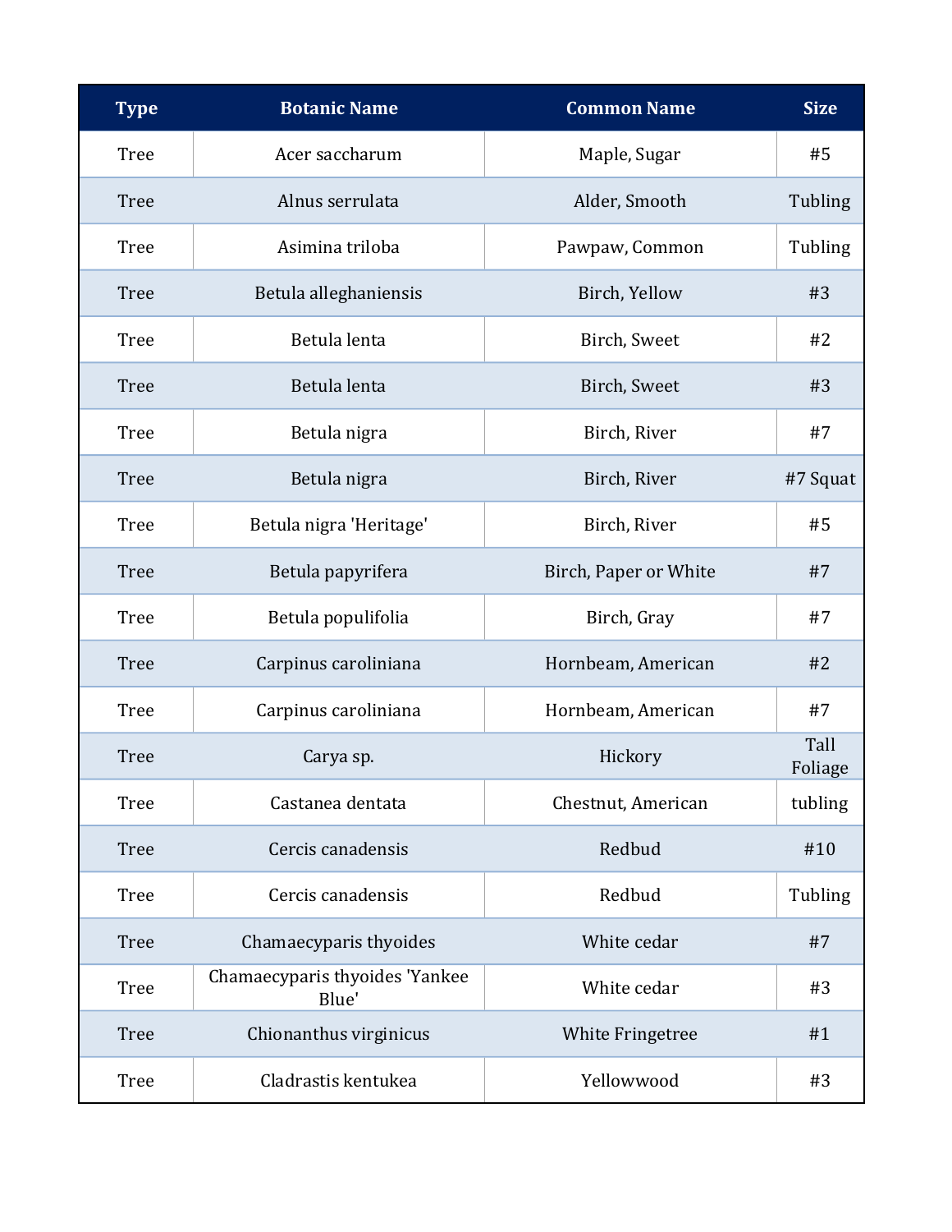| Type | Botanic Name | Common Name | Size |
|---|---|---|---|
| Tree | Acer saccharum | Maple, Sugar | #5 |
| Tree | Alnus serrulata | Alder, Smooth | Tubling |
| Tree | Asimina triloba | Pawpaw, Common | Tubling |
| Tree | Betula alleghaniensis | Birch, Yellow | #3 |
| Tree | Betula lenta | Birch, Sweet | #2 |
| Tree | Betula lenta | Birch, Sweet | #3 |
| Tree | Betula nigra | Birch, River | #7 |
| Tree | Betula nigra | Birch, River | #7 Squat |
| Tree | Betula nigra 'Heritage' | Birch, River | #5 |
| Tree | Betula papyrifera | Birch, Paper or White | #7 |
| Tree | Betula populifolia | Birch, Gray | #7 |
| Tree | Carpinus caroliniana | Hornbeam, American | #2 |
| Tree | Carpinus caroliniana | Hornbeam, American | #7 |
| Tree | Carya sp. | Hickory | Tall Foliage |
| Tree | Castanea dentata | Chestnut, American | tubling |
| Tree | Cercis canadensis | Redbud | #10 |
| Tree | Cercis canadensis | Redbud | Tubling |
| Tree | Chamaecyparis thyoides | White cedar | #7 |
| Tree | Chamaecyparis thyoides 'Yankee Blue' | White cedar | #3 |
| Tree | Chionanthus virginicus | White Fringetree | #1 |
| Tree | Cladrastis kentukea | Yellowwood | #3 |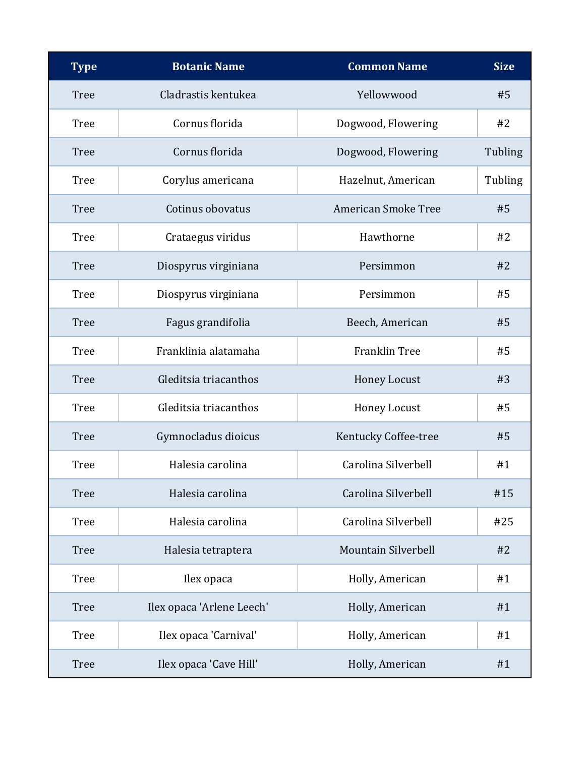| Type | Botanic Name | Common Name | Size |
|---|---|---|---|
| Tree | Cladrastis kentukea | Yellowwood | #5 |
| Tree | Cornus florida | Dogwood, Flowering | #2 |
| Tree | Cornus florida | Dogwood, Flowering | Tubling |
| Tree | Corylus americana | Hazelnut, American | Tubling |
| Tree | Cotinus obovatus | American Smoke Tree | #5 |
| Tree | Crataegus viridus | Hawthorne | #2 |
| Tree | Diospyrus virginiana | Persimmon | #2 |
| Tree | Diospyrus virginiana | Persimmon | #5 |
| Tree | Fagus grandifolia | Beech, American | #5 |
| Tree | Franklinia alatamaha | Franklin Tree | #5 |
| Tree | Gleditsia triacanthos | Honey Locust | #3 |
| Tree | Gleditsia triacanthos | Honey Locust | #5 |
| Tree | Gymnocladus dioicus | Kentucky Coffee-tree | #5 |
| Tree | Halesia carolina | Carolina Silverbell | #1 |
| Tree | Halesia carolina | Carolina Silverbell | #15 |
| Tree | Halesia carolina | Carolina Silverbell | #25 |
| Tree | Halesia tetraptera | Mountain Silverbell | #2 |
| Tree | Ilex opaca | Holly, American | #1 |
| Tree | Ilex opaca 'Arlene Leech' | Holly, American | #1 |
| Tree | Ilex opaca 'Carnival' | Holly, American | #1 |
| Tree | Ilex opaca 'Cave Hill' | Holly, American | #1 |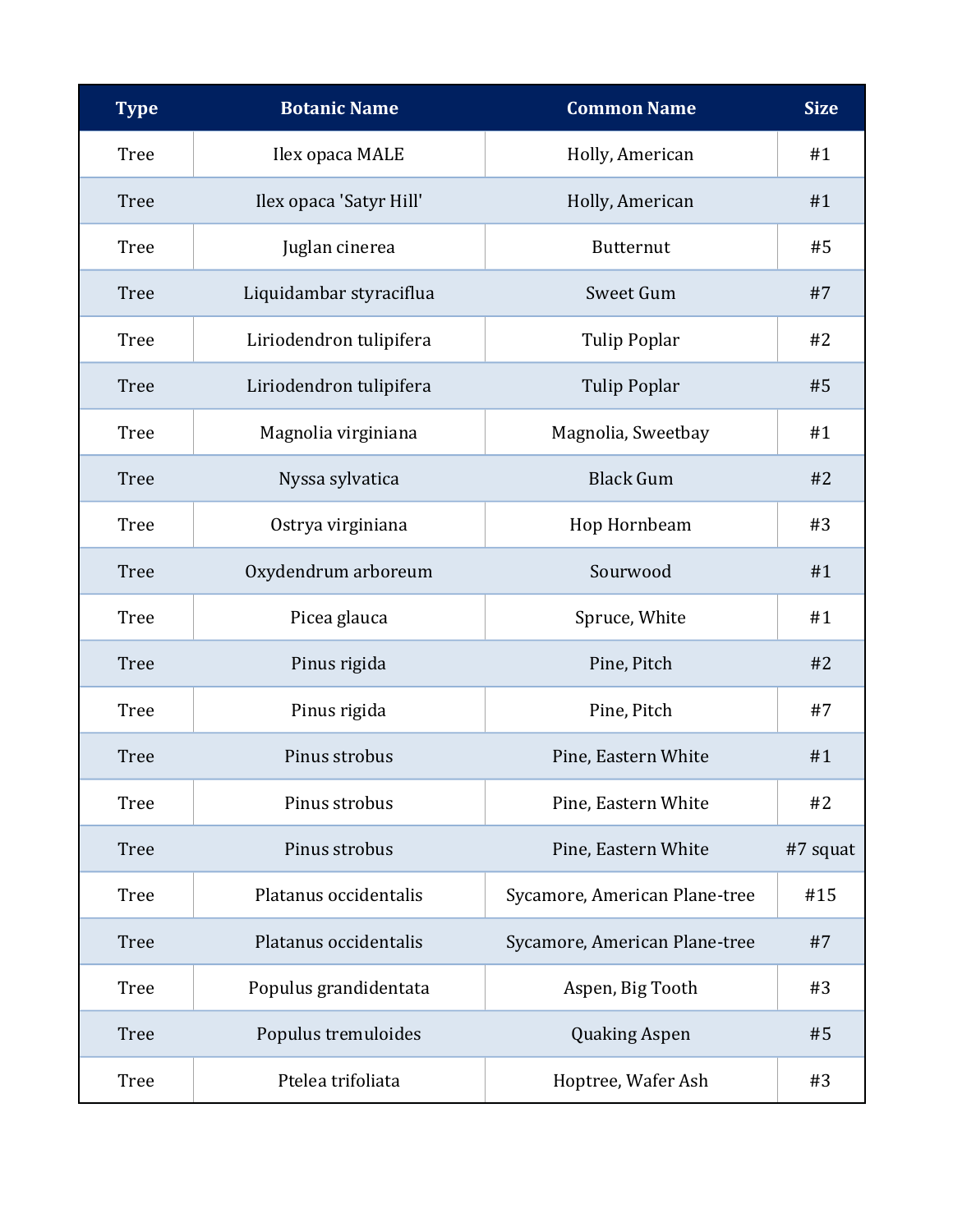| Type | Botanic Name | Common Name | Size |
|---|---|---|---|
| Tree | Ilex opaca MALE | Holly, American | #1 |
| Tree | Ilex opaca 'Satyr Hill' | Holly, American | #1 |
| Tree | Juglan cinerea | Butternut | #5 |
| Tree | Liquidambar styraciflua | Sweet Gum | #7 |
| Tree | Liriodendron tulipifera | Tulip Poplar | #2 |
| Tree | Liriodendron tulipifera | Tulip Poplar | #5 |
| Tree | Magnolia virginiana | Magnolia, Sweetbay | #1 |
| Tree | Nyssa sylvatica | Black Gum | #2 |
| Tree | Ostrya virginiana | Hop Hornbeam | #3 |
| Tree | Oxydendrum arboreum | Sourwood | #1 |
| Tree | Picea glauca | Spruce, White | #1 |
| Tree | Pinus rigida | Pine, Pitch | #2 |
| Tree | Pinus rigida | Pine, Pitch | #7 |
| Tree | Pinus strobus | Pine, Eastern White | #1 |
| Tree | Pinus strobus | Pine, Eastern White | #2 |
| Tree | Pinus strobus | Pine, Eastern White | #7 squat |
| Tree | Platanus occidentalis | Sycamore, American Plane-tree | #15 |
| Tree | Platanus occidentalis | Sycamore, American Plane-tree | #7 |
| Tree | Populus grandidentata | Aspen, Big Tooth | #3 |
| Tree | Populus tremuloides | Quaking Aspen | #5 |
| Tree | Ptelea trifoliata | Hoptree, Wafer Ash | #3 |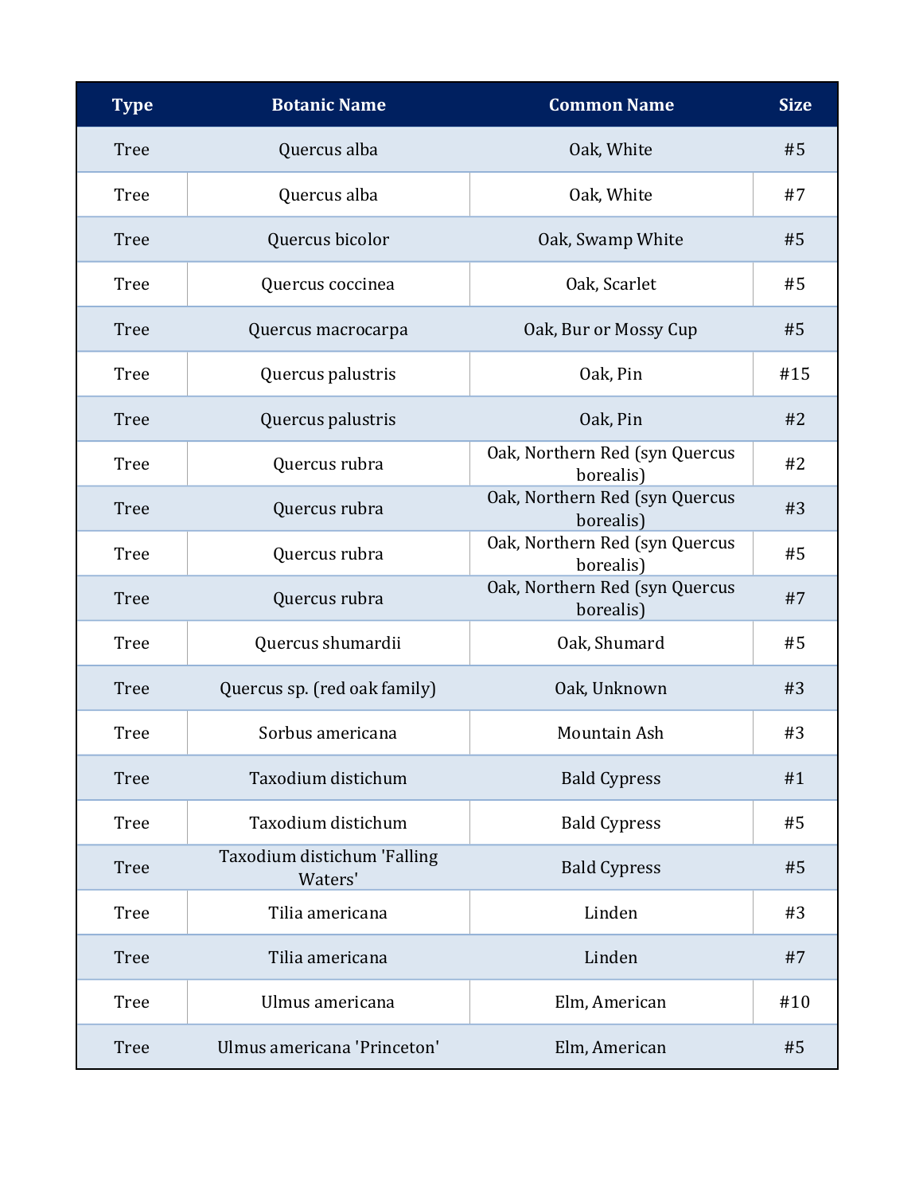| Type | Botanic Name | Common Name | Size |
|---|---|---|---|
| Tree | Quercus alba | Oak, White | #5 |
| Tree | Quercus alba | Oak, White | #7 |
| Tree | Quercus bicolor | Oak, Swamp White | #5 |
| Tree | Quercus coccinea | Oak, Scarlet | #5 |
| Tree | Quercus macrocarpa | Oak, Bur or Mossy Cup | #5 |
| Tree | Quercus palustris | Oak, Pin | #15 |
| Tree | Quercus palustris | Oak, Pin | #2 |
| Tree | Quercus rubra | Oak, Northern Red (syn Quercus borealis) | #2 |
| Tree | Quercus rubra | Oak, Northern Red (syn Quercus borealis) | #3 |
| Tree | Quercus rubra | Oak, Northern Red (syn Quercus borealis) | #5 |
| Tree | Quercus rubra | Oak, Northern Red (syn Quercus borealis) | #7 |
| Tree | Quercus shumardii | Oak, Shumard | #5 |
| Tree | Quercus sp. (red oak family) | Oak, Unknown | #3 |
| Tree | Sorbus americana | Mountain Ash | #3 |
| Tree | Taxodium distichum | Bald Cypress | #1 |
| Tree | Taxodium distichum | Bald Cypress | #5 |
| Tree | Taxodium distichum 'Falling Waters' | Bald Cypress | #5 |
| Tree | Tilia americana | Linden | #3 |
| Tree | Tilia americana | Linden | #7 |
| Tree | Ulmus americana | Elm, American | #10 |
| Tree | Ulmus americana 'Princeton' | Elm, American | #5 |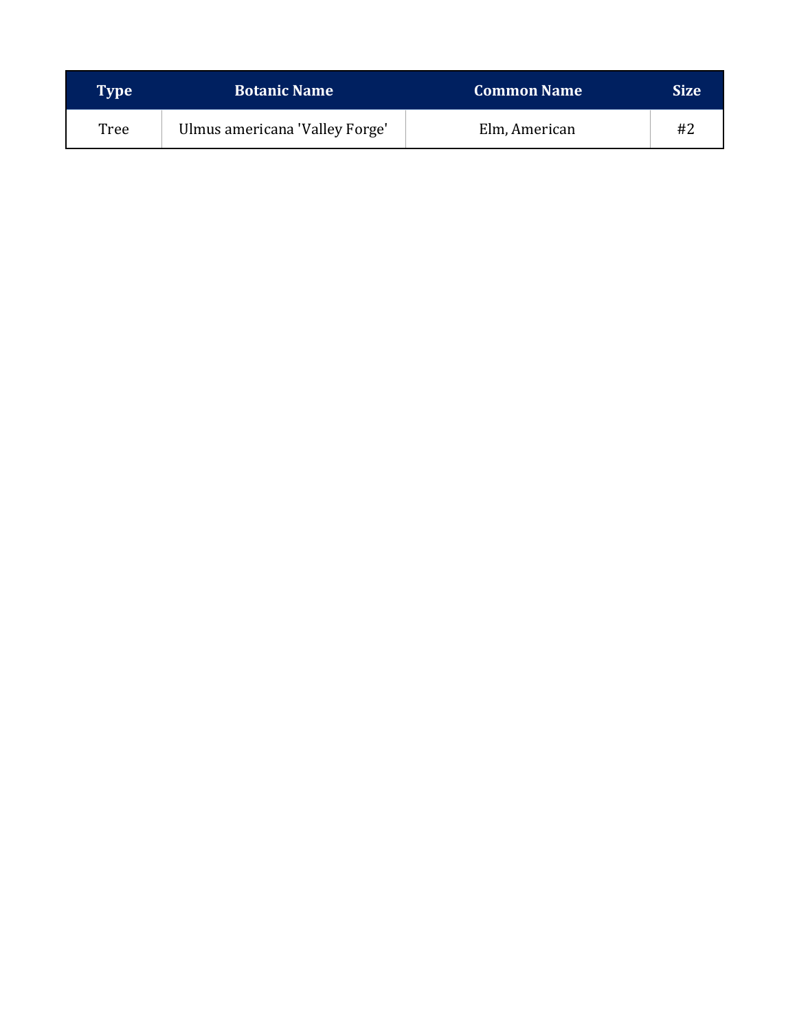| Type | Botanic Name | Common Name | Size |
| --- | --- | --- | --- |
| Tree | Ulmus americana 'Valley Forge' | Elm, American | #2 |